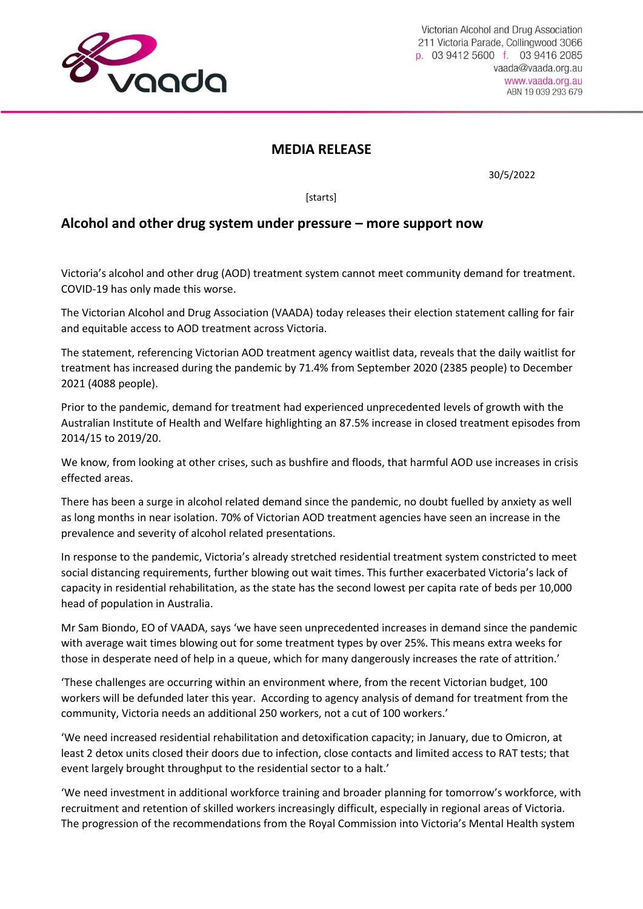Victorian Alcohol and Drug Association
211 Victoria Parade, Collingwood 3066
p. 03 9412 5600 f. 03 9416 2085
vaada@vaada.org.au
www.vaada.org.au
ABN 19 039 293 679

## MEDIA RELEASE

30/5/2022

[starts]

### Alcohol and other drug system under pressure – more support now

Victoria's alcohol and other drug (AOD) treatment system cannot meet community demand for treatment. COVID-19 has only made this worse.

The Victorian Alcohol and Drug Association (VAADA) today releases their election statement calling for fair and equitable access to AOD treatment across Victoria.

The statement, referencing Victorian AOD treatment agency waitlist data, reveals that the daily waitlist for treatment has increased during the pandemic by 71.4% from September 2020 (2385 people) to December 2021 (4088 people).

Prior to the pandemic, demand for treatment had experienced unprecedented levels of growth with the Australian Institute of Health and Welfare highlighting an 87.5% increase in closed treatment episodes from 2014/15 to 2019/20.

We know, from looking at other crises, such as bushfire and floods, that harmful AOD use increases in crisis effected areas.

There has been a surge in alcohol related demand since the pandemic, no doubt fuelled by anxiety as well as long months in near isolation. 70% of Victorian AOD treatment agencies have seen an increase in the prevalence and severity of alcohol related presentations.

In response to the pandemic, Victoria's already stretched residential treatment system constricted to meet social distancing requirements, further blowing out wait times. This further exacerbated Victoria's lack of capacity in residential rehabilitation, as the state has the second lowest per capita rate of beds per 10,000 head of population in Australia.

Mr Sam Biondo, EO of VAADA, says 'we have seen unprecedented increases in demand since the pandemic with average wait times blowing out for some treatment types by over 25%. This means extra weeks for those in desperate need of help in a queue, which for many dangerously increases the rate of attrition.'

'These challenges are occurring within an environment where, from the recent Victorian budget, 100 workers will be defunded later this year. According to agency analysis of demand for treatment from the community, Victoria needs an additional 250 workers, not a cut of 100 workers.'

'We need increased residential rehabilitation and detoxification capacity; in January, due to Omicron, at least 2 detox units closed their doors due to infection, close contacts and limited access to RAT tests; that event largely brought throughput to the residential sector to a halt.'

'We need investment in additional workforce training and broader planning for tomorrow's workforce, with recruitment and retention of skilled workers increasingly difficult, especially in regional areas of Victoria. The progression of the recommendations from the Royal Commission into Victoria's Mental Health system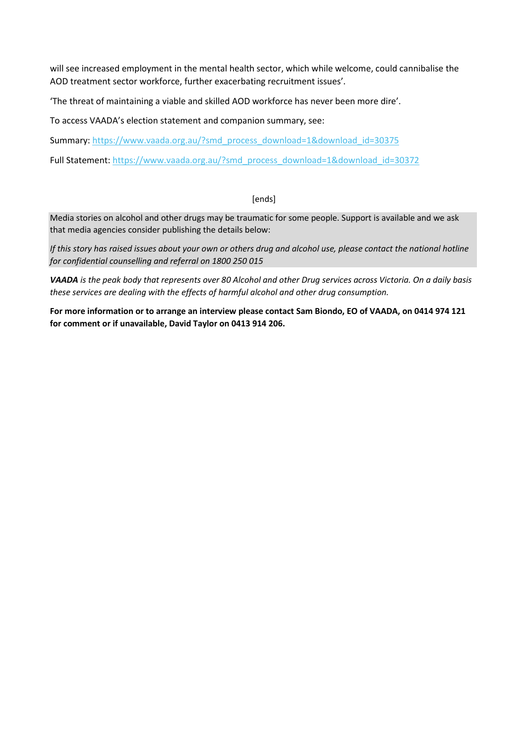will see increased employment in the mental health sector, which while welcome, could cannibalise the AOD treatment sector workforce, further exacerbating recruitment issues'.

'The threat of maintaining a viable and skilled AOD workforce has never been more dire'.

To access VAADA's election statement and companion summary, see:

Summary: https://www.vaada.org.au/?smd_process_download=1&download_id=30375

Full Statement: https://www.vaada.org.au/?smd_process_download=1&download_id=30372

[ends]

Media stories on alcohol and other drugs may be traumatic for some people. Support is available and we ask that media agencies consider publishing the details below:

*If this story has raised issues about your own or others drug and alcohol use, please contact the national hotline for confidential counselling and referral on 1800 250 015*

***VAADA** is the peak body that represents over 80 Alcohol and other Drug services across Victoria. On a daily basis these services are dealing with the effects of harmful alcohol and other drug consumption.*

**For more information or to arrange an interview please contact Sam Biondo, EO of VAADA, on 0414 974 121 for comment or if unavailable, David Taylor on 0413 914 206.**